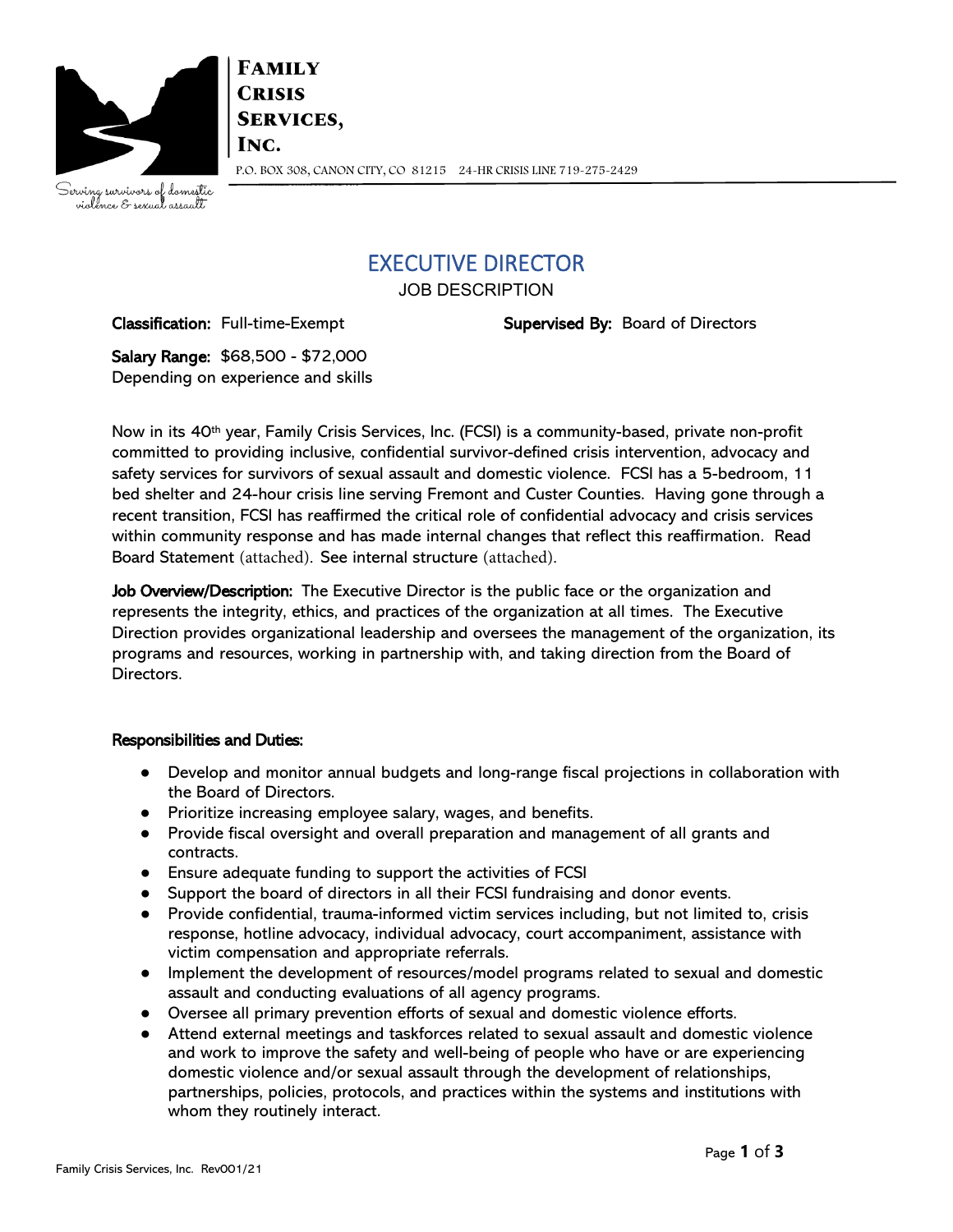**Family Crisis Services, Inc.**

P.O. BOX 308, CANON CITY, CO 81215 24-HR CRISIS LINE 719-275-2429

Serving survivors of domestic violence & sexual assault

# EXECUTIVE DIRECTOR

JOB DESCRIPTION

**Classification:** Full-time-Exempt **Supervised By:** Board of Directors

**Salary Range:** $68,500 - $72,000
Depending on experience and skills

Now in its 40th year, Family Crisis Services, Inc. (FCSI) is a community-based, private non-profit committed to providing inclusive, confidential survivor-defined crisis intervention, advocacy and safety services for survivors of sexual assault and domestic violence. FCSI has a 5-bedroom, 11 bed shelter and 24-hour crisis line serving Fremont and Custer Counties. Having gone through a recent transition, FCSI has reaffirmed the critical role of confidential advocacy and crisis services within community response and has made internal changes that reflect this reaffirmation. Read Board Statement (attached). See internal structure (attached).

**Job Overview/Description:** The Executive Director is the public face or the organization and represents the integrity, ethics, and practices of the organization at all times. The Executive Direction provides organizational leadership and oversees the management of the organization, its programs and resources, working in partnership with, and taking direction from the Board of Directors.

**Responsibilities and Duties:**

- Develop and monitor annual budgets and long-range fiscal projections in collaboration with the Board of Directors.
- Prioritize increasing employee salary, wages, and benefits.
- Provide fiscal oversight and overall preparation and management of all grants and contracts.
- Ensure adequate funding to support the activities of FCSI
- Support the board of directors in all their FCSI fundraising and donor events.
- Provide confidential, trauma-informed victim services including, but not limited to, crisis response, hotline advocacy, individual advocacy, court accompaniment, assistance with victim compensation and appropriate referrals.
- Implement the development of resources/model programs related to sexual and domestic assault and conducting evaluations of all agency programs.
- Oversee all primary prevention efforts of sexual and domestic violence efforts.
- Attend external meetings and taskforces related to sexual assault and domestic violence and work to improve the safety and well-being of people who have or are experiencing domestic violence and/or sexual assault through the development of relationships, partnerships, policies, protocols, and practices within the systems and institutions with whom they routinely interact.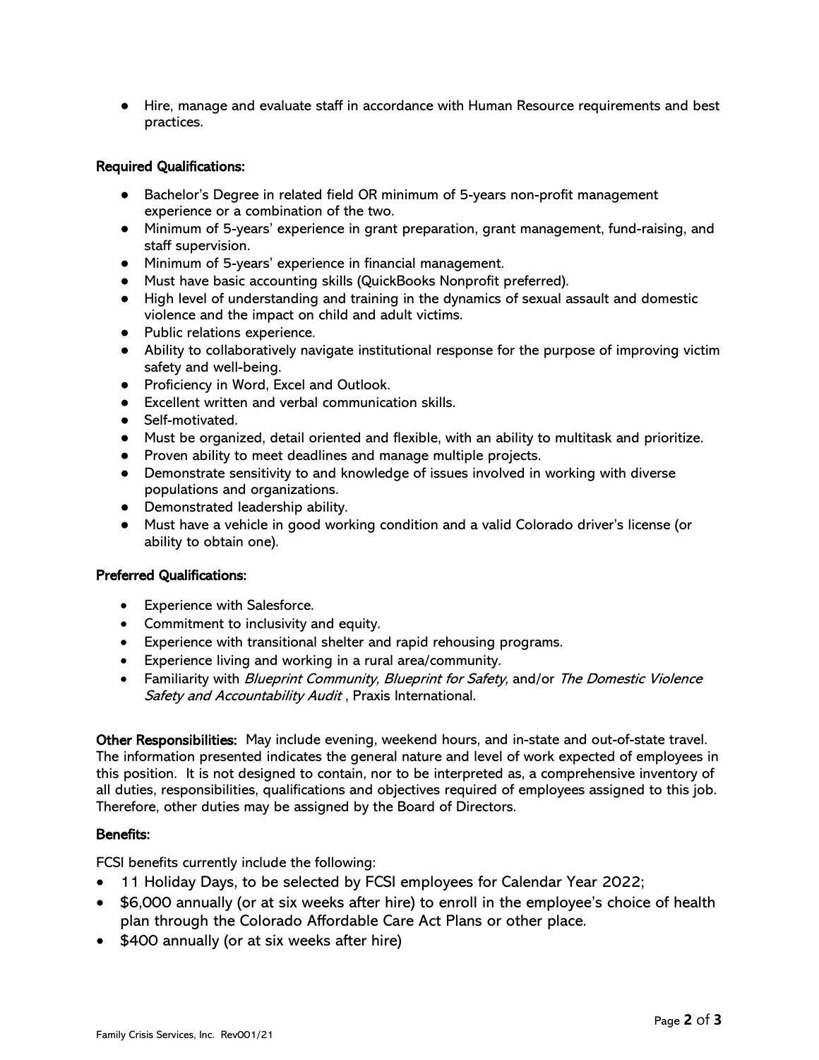- Hire, manage and evaluate staff in accordance with Human Resource requirements and best practices.

**Required Qualifications:**

- Bachelor's Degree in related field OR minimum of 5-years non-profit management experience or a combination of the two.
- Minimum of 5-years' experience in grant preparation, grant management, fund-raising, and staff supervision.
- Minimum of 5-years' experience in financial management.
- Must have basic accounting skills (QuickBooks Nonprofit preferred).
- High level of understanding and training in the dynamics of sexual assault and domestic violence and the impact on child and adult victims.
- Public relations experience.
- Ability to collaboratively navigate institutional response for the purpose of improving victim safety and well-being.
- Proficiency in Word, Excel and Outlook.
- Excellent written and verbal communication skills.
- Self-motivated.
- Must be organized, detail oriented and flexible, with an ability to multitask and prioritize.
- Proven ability to meet deadlines and manage multiple projects.
- Demonstrate sensitivity to and knowledge of issues involved in working with diverse populations and organizations.
- Demonstrated leadership ability.
- Must have a vehicle in good working condition and a valid Colorado driver's license (or ability to obtain one).

**Preferred Qualifications:**

- Experience with Salesforce.
- Commitment to inclusivity and equity.
- Experience with transitional shelter and rapid rehousing programs.
- Experience living and working in a rural area/community.
- Familiarity with *Blueprint Community, Blueprint for Safety,* and/or *The Domestic Violence Safety and Accountability Audit* , Praxis International.

**Other Responsibilities:** May include evening, weekend hours, and in-state and out-of-state travel. The information presented indicates the general nature and level of work expected of employees in this position. It is not designed to contain, nor to be interpreted as, a comprehensive inventory of all duties, responsibilities, qualifications and objectives required of employees assigned to this job. Therefore, other duties may be assigned by the Board of Directors.

**Benefits:**

FCSI benefits currently include the following:

- 11 Holiday Days, to be selected by FCSI employees for Calendar Year 2022;
- $6,000 annually (or at six weeks after hire) to enroll in the employee's choice of health plan through the Colorado Affordable Care Act Plans or other place.
- $400 annually (or at six weeks after hire)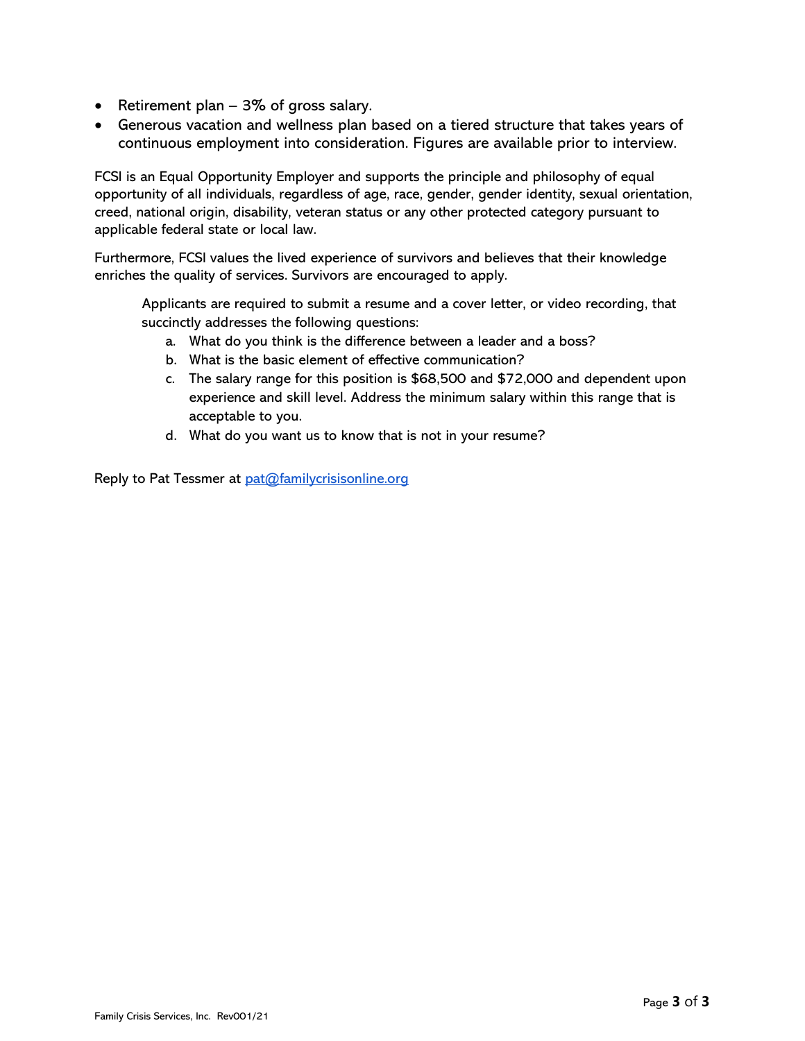- Retirement plan – 3% of gross salary.
- Generous vacation and wellness plan based on a tiered structure that takes years of continuous employment into consideration. Figures are available prior to interview.

FCSI is an Equal Opportunity Employer and supports the principle and philosophy of equal opportunity of all individuals, regardless of age, race, gender, gender identity, sexual orientation, creed, national origin, disability, veteran status or any other protected category pursuant to applicable federal state or local law.

Furthermore, FCSI values the lived experience of survivors and believes that their knowledge enriches the quality of services. Survivors are encouraged to apply.

Applicants are required to submit a resume and a cover letter, or video recording, that succinctly addresses the following questions:

a. What do you think is the difference between a leader and a boss?
b. What is the basic element of effective communication?
c. The salary range for this position is $68,500 and $72,000 and dependent upon experience and skill level. Address the minimum salary within this range that is acceptable to you.
d. What do you want us to know that is not in your resume?

Reply to Pat Tessmer at [pat@familycrisisonline.org](mailto:pat@familycrisisonline.org)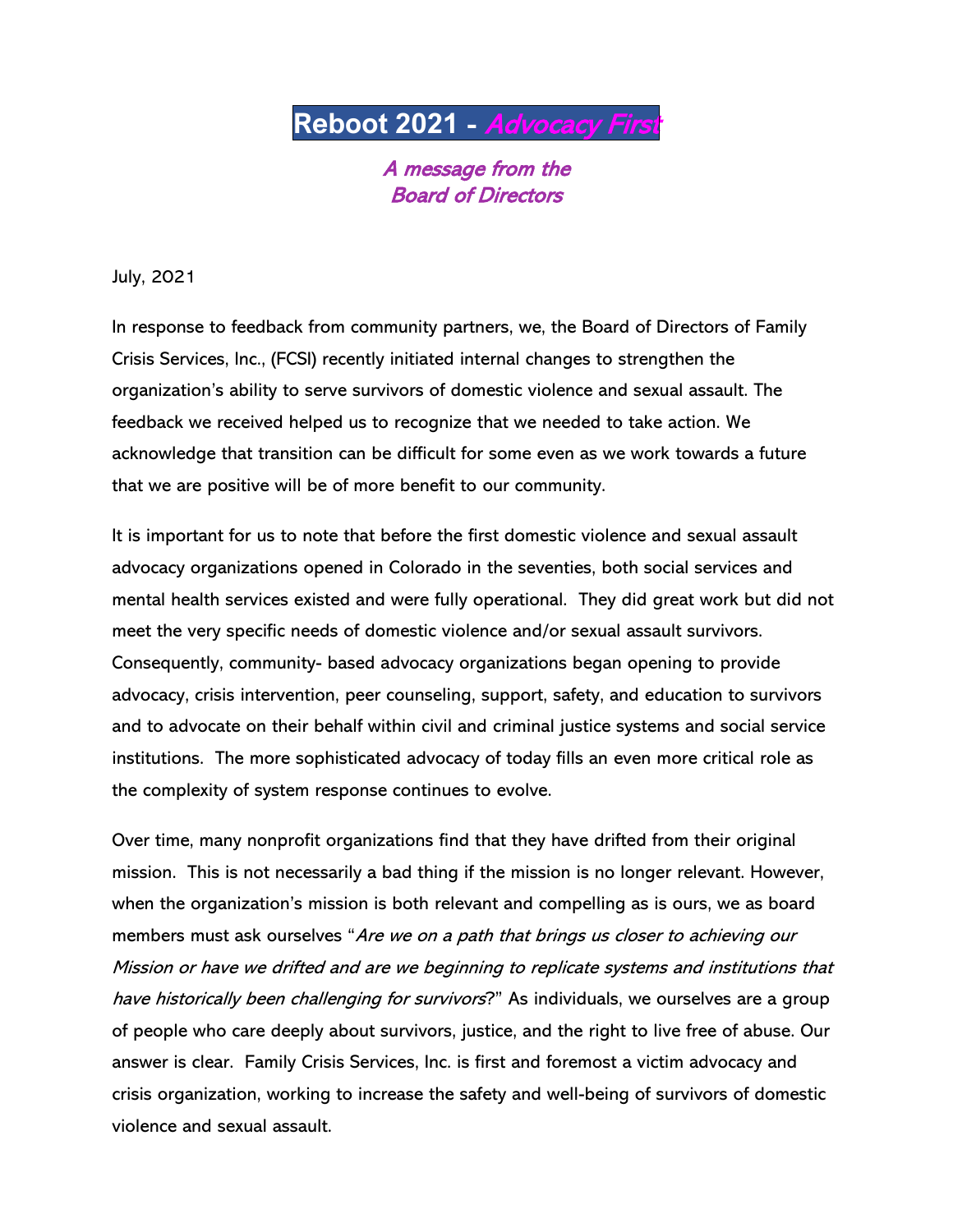# Reboot 2021 - *Advocacy First*

***A message from the Board of Directors***

July, 2021

In response to feedback from community partners, we, the Board of Directors of Family Crisis Services, Inc., (FCSI) recently initiated internal changes to strengthen the organization's ability to serve survivors of domestic violence and sexual assault. The feedback we received helped us to recognize that we needed to take action. We acknowledge that transition can be difficult for some even as we work towards a future that we are positive will be of more benefit to our community.

It is important for us to note that before the first domestic violence and sexual assault advocacy organizations opened in Colorado in the seventies, both social services and mental health services existed and were fully operational. They did great work but did not meet the very specific needs of domestic violence and/or sexual assault survivors. Consequently, community- based advocacy organizations began opening to provide advocacy, crisis intervention, peer counseling, support, safety, and education to survivors and to advocate on their behalf within civil and criminal justice systems and social service institutions. The more sophisticated advocacy of today fills an even more critical role as the complexity of system response continues to evolve.

Over time, many nonprofit organizations find that they have drifted from their original mission. This is not necessarily a bad thing if the mission is no longer relevant. However, when the organization's mission is both relevant and compelling as is ours, we as board members must ask ourselves "*Are we on a path that brings us closer to achieving our Mission or have we drifted and are we beginning to replicate systems and institutions that have historically been challenging for survivors*?" As individuals, we ourselves are a group of people who care deeply about survivors, justice, and the right to live free of abuse. Our answer is clear. Family Crisis Services, Inc. is first and foremost a victim advocacy and crisis organization, working to increase the safety and well-being of survivors of domestic violence and sexual assault.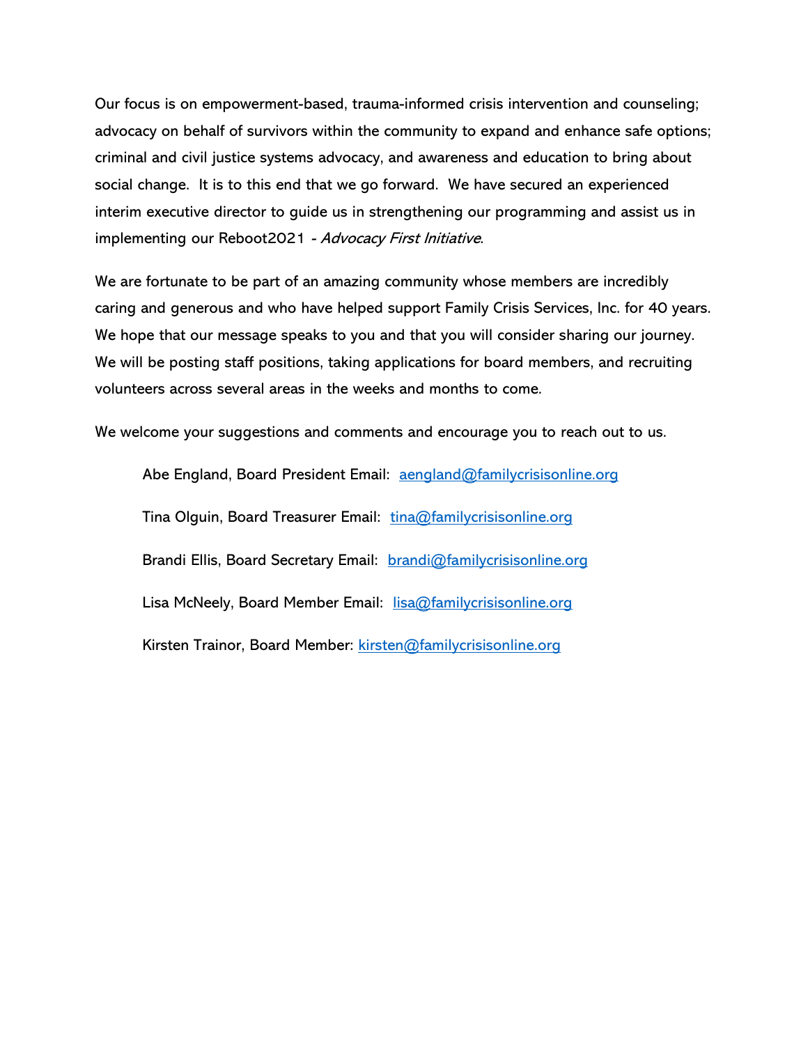Our focus is on empowerment-based, trauma-informed crisis intervention and counseling; advocacy on behalf of survivors within the community to expand and enhance safe options; criminal and civil justice systems advocacy, and awareness and education to bring about social change. It is to this end that we go forward. We have secured an experienced interim executive director to guide us in strengthening our programming and assist us in implementing our Reboot2021 - *Advocacy First Initiative*.

We are fortunate to be part of an amazing community whose members are incredibly caring and generous and who have helped support Family Crisis Services, Inc. for 40 years. We hope that our message speaks to you and that you will consider sharing our journey. We will be posting staff positions, taking applications for board members, and recruiting volunteers across several areas in the weeks and months to come.

We welcome your suggestions and comments and encourage you to reach out to us.

Abe England, Board President Email: [aengland@familycrisisonline.org](mailto:aengland@familycrisisonline.org)

Tina Olguin, Board Treasurer Email: [tina@familycrisisonline.org](mailto:tina@familycrisisonline.org)

Brandi Ellis, Board Secretary Email: [brandi@familycrisisonline.org](mailto:brandi@familycrisisonline.org)

Lisa McNeely, Board Member Email: [lisa@familycrisisonline.org](mailto:lisa@familycrisisonline.org)

Kirsten Trainor, Board Member: [kirsten@familycrisisonline.org](mailto:kirsten@familycrisisonline.org)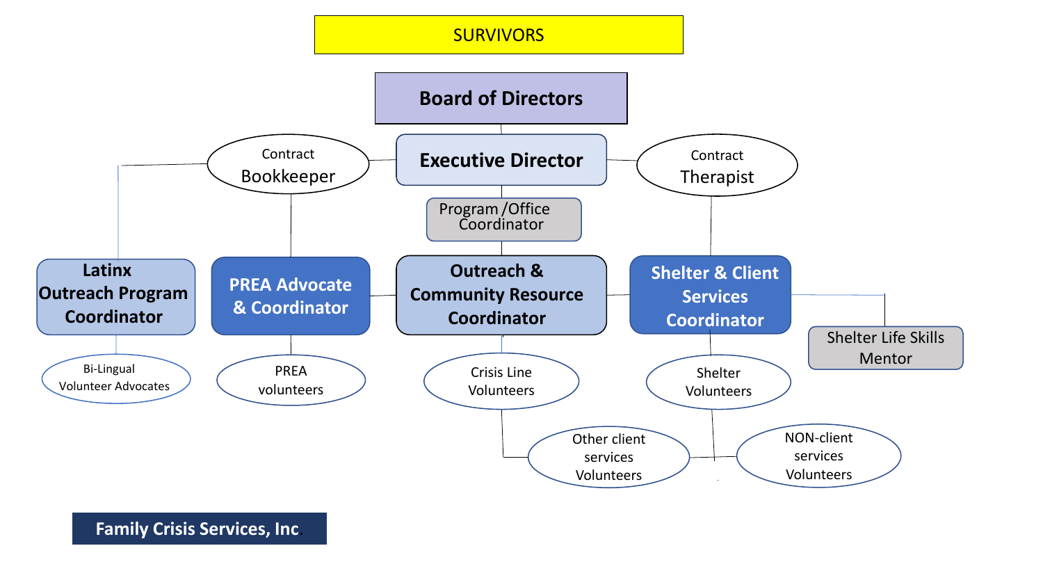SURVIVORS

**Board of Directors**

Contract Bookkeeper

**Executive Director**

Contract Therapist

Program /Office Coordinator

**Latinx Outreach Program Coordinator**

**PREA Advocate & Coordinator**

**Outreach & Community Resource Coordinator**

**Shelter & Client Services Coordinator**

Shelter Life Skills Mentor

Bi-Lingual Volunteer Advocates

PREA volunteers

Crisis Line Volunteers

Shelter Volunteers

Other client services Volunteers

NON-client services Volunteers

**Family Crisis Services, Inc.**